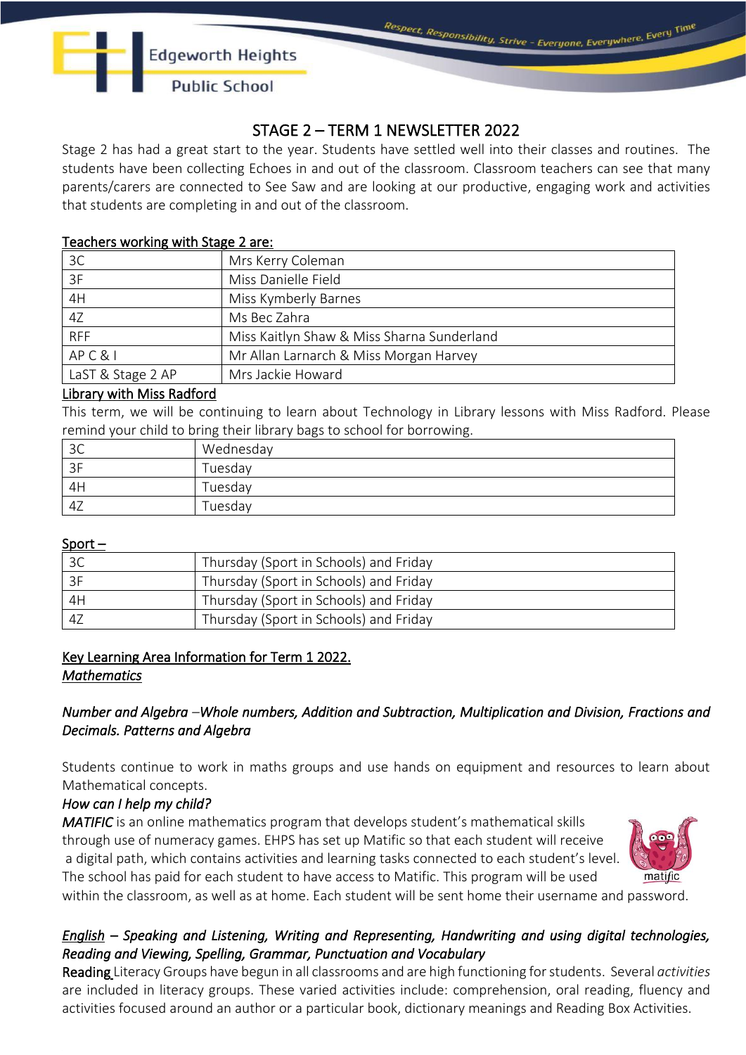Edgeworth Heights Public School

Respect, Responsibility, Strive - Everyone, Everywhere, Every Time

# STAGE 2 – TERM 1 NEWSLETTER 2022

Stage 2 has had a great start to the year. Students have settled well into their classes and routines. The students have been collecting Echoes in and out of the classroom. Classroom teachers can see that many parents/carers are connected to See Saw and are looking at our productive, engaging work and activities that students are completing in and out of the classroom.

## Teachers working with Stage 2 are:

| | |
|---|---|
| 3C | Mrs Kerry Coleman |
| 3F | Miss Danielle Field |
| 4H | Miss Kymberly Barnes |
| 4Z | Ms Bec Zahra |
| RFF | Miss Kaitlyn Shaw & Miss Sharna Sunderland |
| AP C & I | Mr Allan Larnarch & Miss Morgan Harvey |
| LaST & Stage 2 AP | Mrs Jackie Howard |

## Library with Miss Radford

This term, we will be continuing to learn about Technology in Library lessons with Miss Radford. Please remind your child to bring their library bags to school for borrowing.

| | |
|---|---|
| 3C | Wednesday |
| 3F | Tuesday |
| 4H | Tuesday |
| 4Z | Tuesday |

## Sport –

| | |
|---|---|
| 3C | Thursday (Sport in Schools) and Friday |
| 3F | Thursday (Sport in Schools) and Friday |
| 4H | Thursday (Sport in Schools) and Friday |
| 4Z | Thursday (Sport in Schools) and Friday |

## Key Learning Area Information for Term 1 2022.

### *Mathematics*

*Number and Algebra –Whole numbers, Addition and Subtraction, Multiplication and Division, Fractions and Decimals. Patterns and Algebra*

Students continue to work in maths groups and use hands on equipment and resources to learn about Mathematical concepts.

*How can I help my child?*

***MATIFIC*** is an online mathematics program that develops student's mathematical skills through use of numeracy games. EHPS has set up Matific so that each student will receive a digital path, which contains activities and learning tasks connected to each student's level. The school has paid for each student to have access to Matific. This program will be used within the classroom, as well as at home. Each student will be sent home their username and password.

### *English – Speaking and Listening, Writing and Representing, Handwriting and using digital technologies, Reading and Viewing, Spelling, Grammar, Punctuation and Vocabulary*

**Reading** Literacy Groups have begun in all classrooms and are high functioning for students. Several *activities* are included in literacy groups. These varied activities include: comprehension, oral reading, fluency and activities focused around an author or a particular book, dictionary meanings and Reading Box Activities.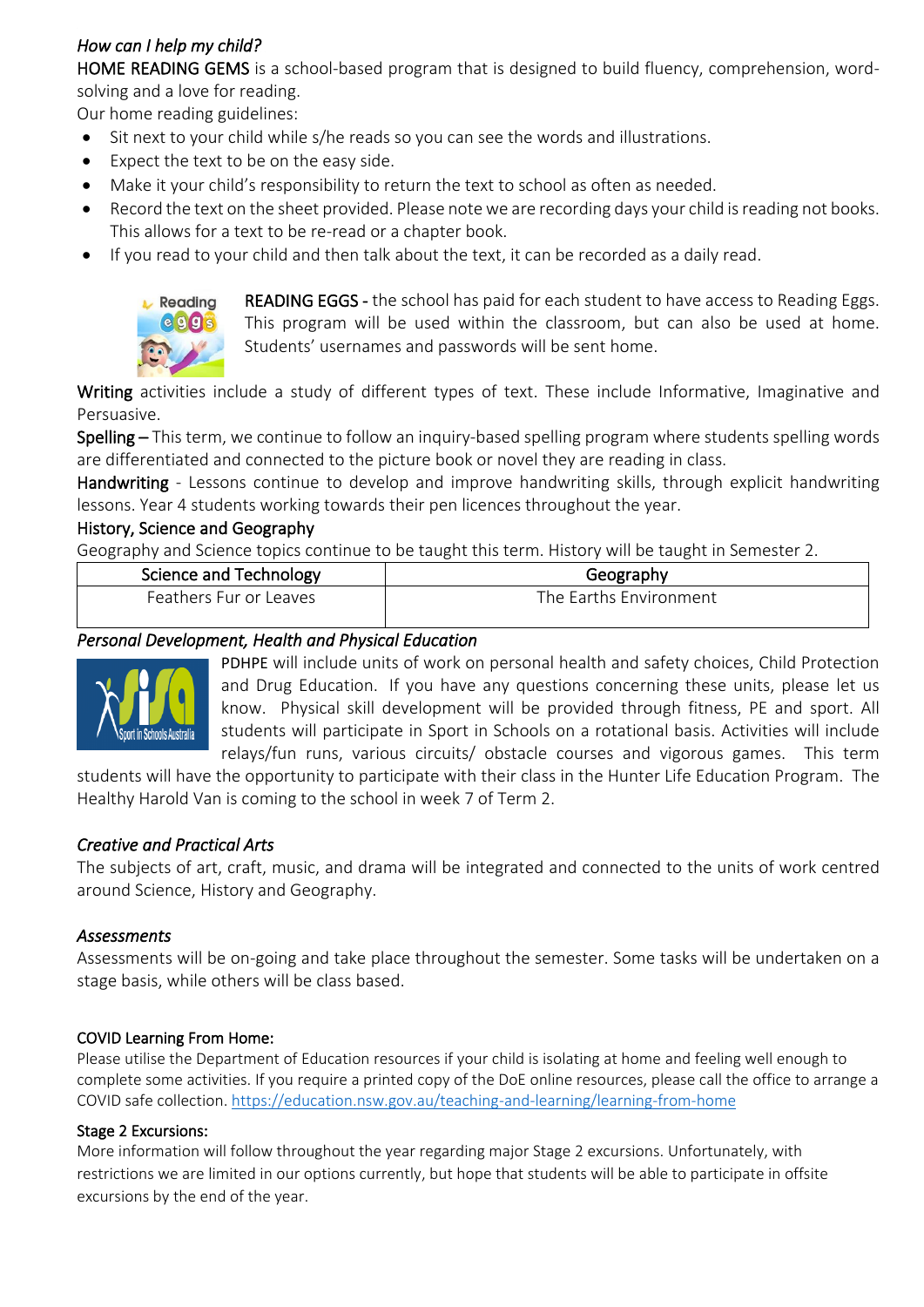*How can I help my child?*

HOME READING GEMS is a school-based program that is designed to build fluency, comprehension, word-solving and a love for reading.

Our home reading guidelines:

- Sit next to your child while s/he reads so you can see the words and illustrations.
- Expect the text to be on the easy side.
- Make it your child's responsibility to return the text to school as often as needed.
- Record the text on the sheet provided. Please note we are recording days your child is reading not books. This allows for a text to be re-read or a chapter book.
- If you read to your child and then talk about the text, it can be recorded as a daily read.

READING EGGS - the school has paid for each student to have access to Reading Eggs. This program will be used within the classroom, but can also be used at home. Students' usernames and passwords will be sent home.

Writing activities include a study of different types of text. These include Informative, Imaginative and Persuasive.

Spelling – This term, we continue to follow an inquiry-based spelling program where students spelling words are differentiated and connected to the picture book or novel they are reading in class.

Handwriting - Lessons continue to develop and improve handwriting skills, through explicit handwriting lessons. Year 4 students working towards their pen licences throughout the year.

History, Science and Geography

Geography and Science topics continue to be taught this term. History will be taught in Semester 2.

| Science and Technology | Geography |
|---|---|
| Feathers Fur or Leaves | The Earths Environment |

*Personal Development, Health and Physical Education*

PDHPE will include units of work on personal health and safety choices, Child Protection and Drug Education. If you have any questions concerning these units, please let us know. Physical skill development will be provided through fitness, PE and sport. All students will participate in Sport in Schools on a rotational basis. Activities will include relays/fun runs, various circuits/ obstacle courses and vigorous games. This term students will have the opportunity to participate with their class in the Hunter Life Education Program. The Healthy Harold Van is coming to the school in week 7 of Term 2.

*Creative and Practical Arts*

The subjects of art, craft, music, and drama will be integrated and connected to the units of work centred around Science, History and Geography.

*Assessments*

Assessments will be on-going and take place throughout the semester. Some tasks will be undertaken on a stage basis, while others will be class based.

COVID Learning From Home:

Please utilise the Department of Education resources if your child is isolating at home and feeling well enough to complete some activities. If you require a printed copy of the DoE online resources, please call the office to arrange a COVID safe collection. https://education.nsw.gov.au/teaching-and-learning/learning-from-home

Stage 2 Excursions:

More information will follow throughout the year regarding major Stage 2 excursions. Unfortunately, with restrictions we are limited in our options currently, but hope that students will be able to participate in offsite excursions by the end of the year.